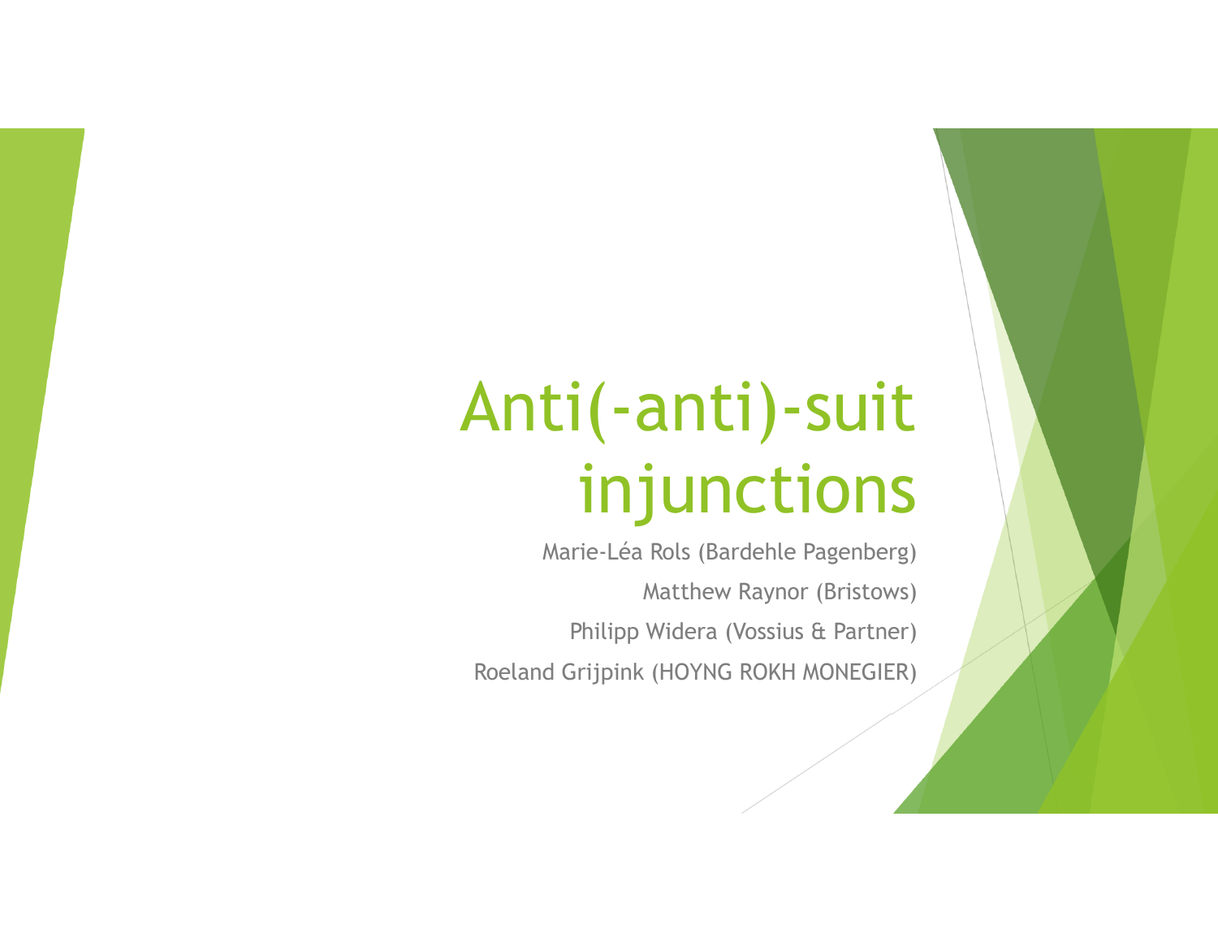# Anti(-anti)-suit injunctions

Marie-Léa Rols (Bardehle Pagenberg)

Matthew Raynor (Bristows)

Philipp Widera (Vossius & Partner)

Roeland Grijpink (HOYNG ROKH MONEGIER)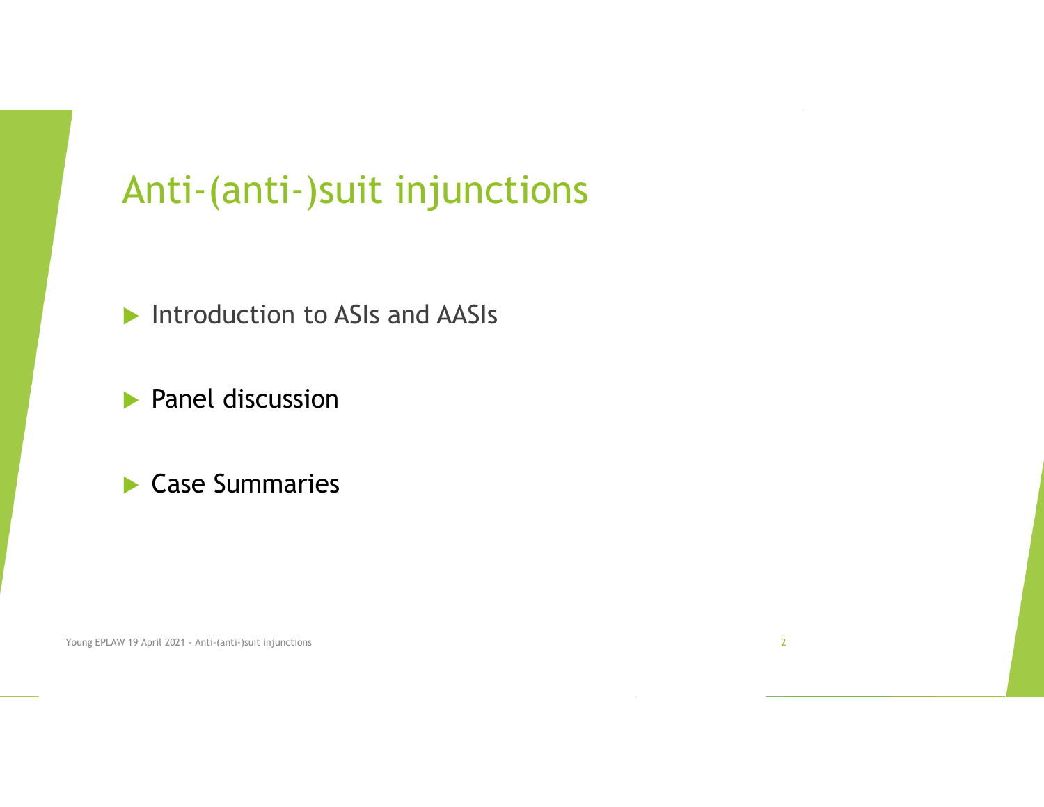# Anti-(anti-)suit injunctions

- Introduction to ASIs and AASIs
- Panel discussion
- Case Summaries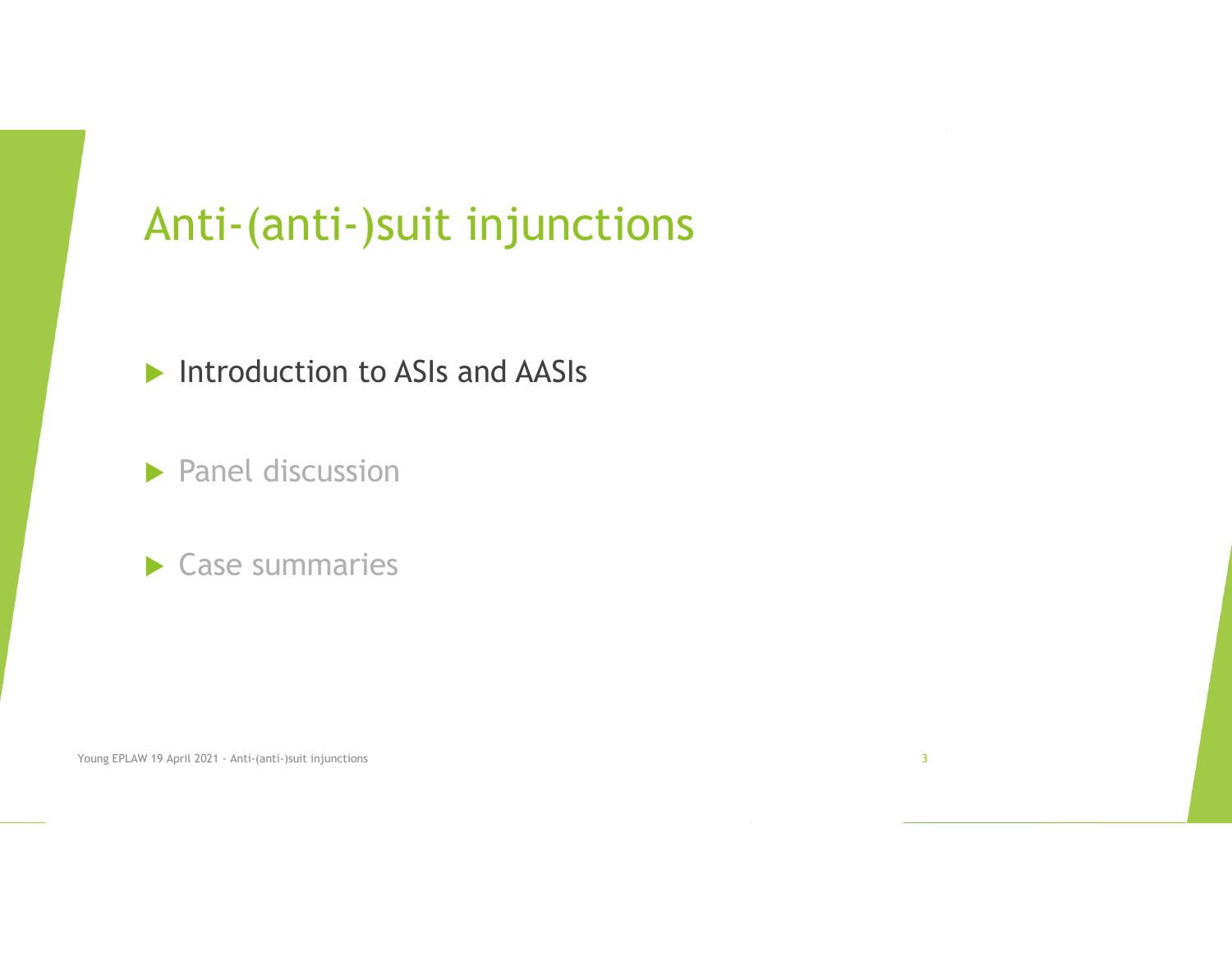# Anti-(anti-)suit injunctions

- Introduction to ASIs and AASIs
- Panel discussion
- Case summaries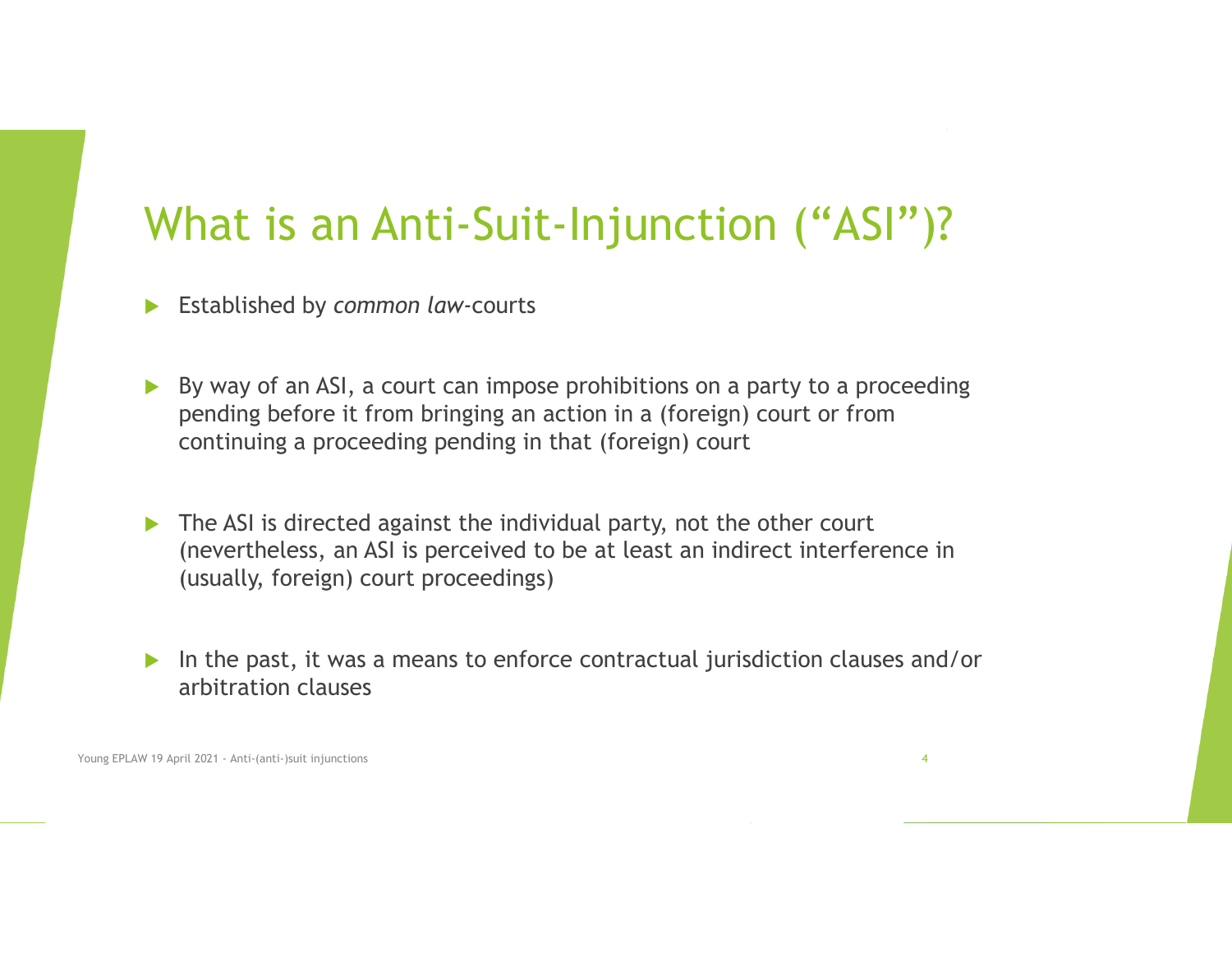# What is an Anti-Suit-Injunction ("ASI")?

- Established by *common law*-courts
- By way of an ASI, a court can impose prohibitions on a party to a proceeding pending before it from bringing an action in a (foreign) court or from continuing a proceeding pending in that (foreign) court
- The ASI is directed against the individual party, not the other court (nevertheless, an ASI is perceived to be at least an indirect interference in (usually, foreign) court proceedings)
- In the past, it was a means to enforce contractual jurisdiction clauses and/or arbitration clauses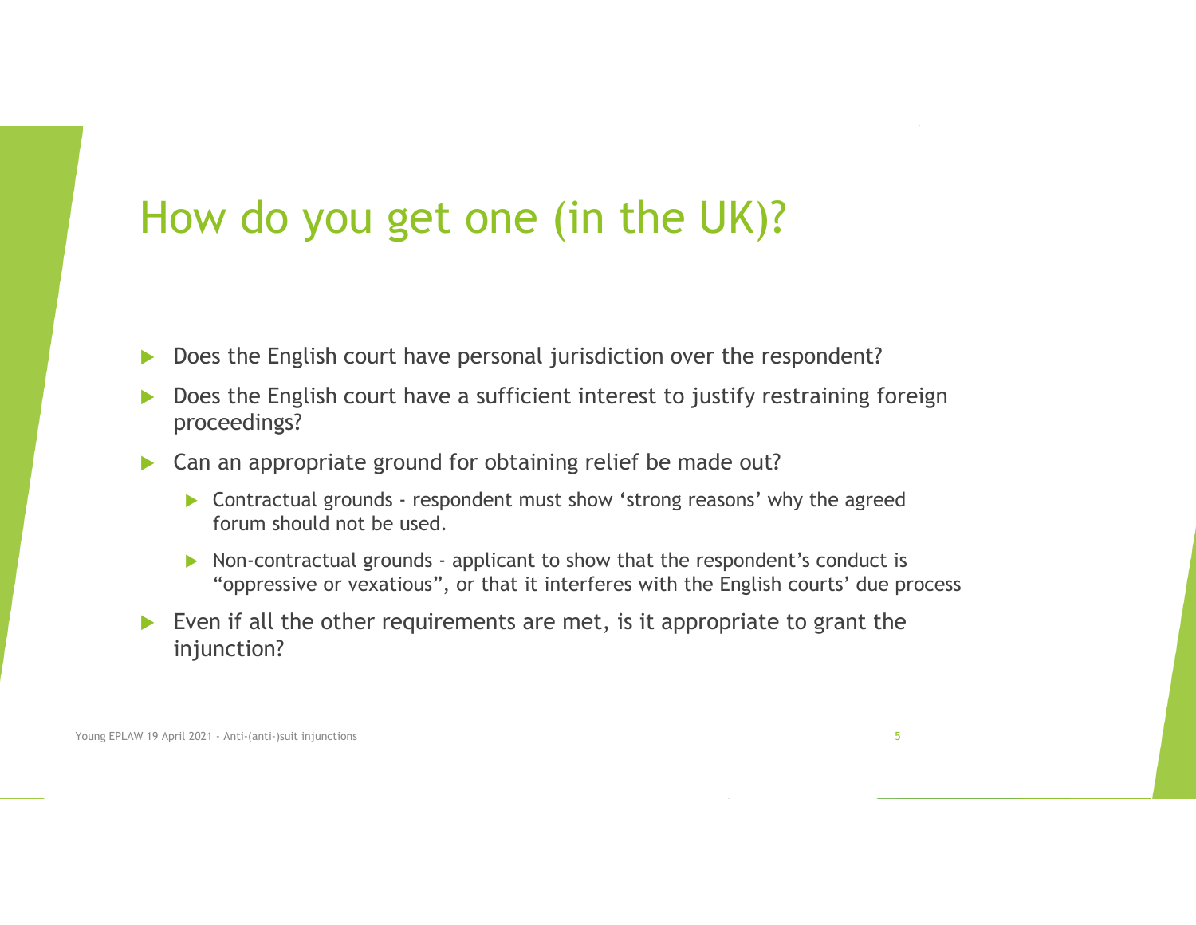# How do you get one (in the UK)?

- Does the English court have personal jurisdiction over the respondent?
- Does the English court have a sufficient interest to justify restraining foreign proceedings?
- Can an appropriate ground for obtaining relief be made out?
  - Contractual grounds - respondent must show 'strong reasons' why the agreed forum should not be used.
  - Non-contractual grounds - applicant to show that the respondent's conduct is "oppressive or vexatious", or that it interferes with the English courts' due process
- Even if all the other requirements are met, is it appropriate to grant the injunction?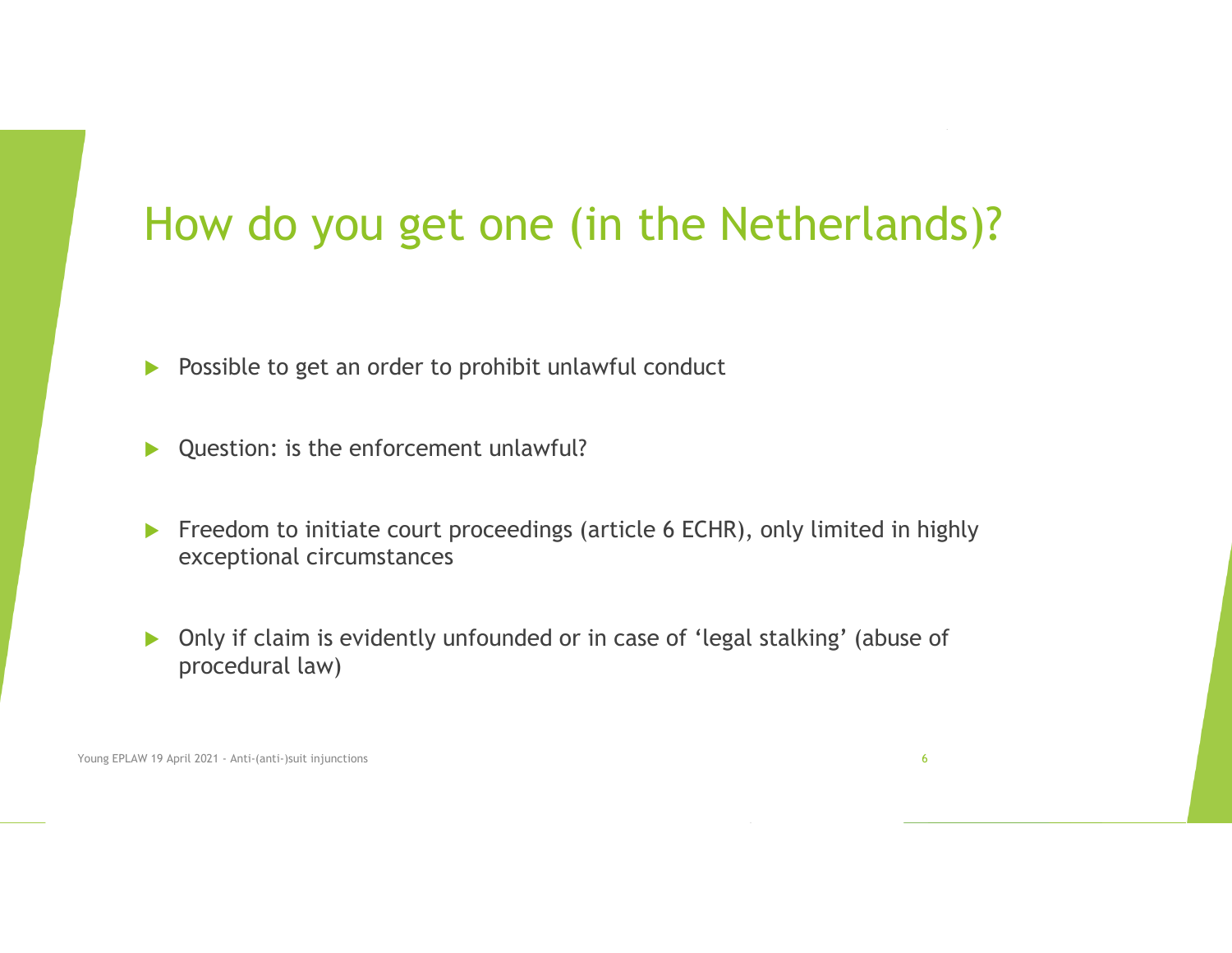# How do you get one (in the Netherlands)?

- Possible to get an order to prohibit unlawful conduct
- Question: is the enforcement unlawful?
- Freedom to initiate court proceedings (article 6 ECHR), only limited in highly exceptional circumstances
- Only if claim is evidently unfounded or in case of ‘legal stalking’ (abuse of procedural law)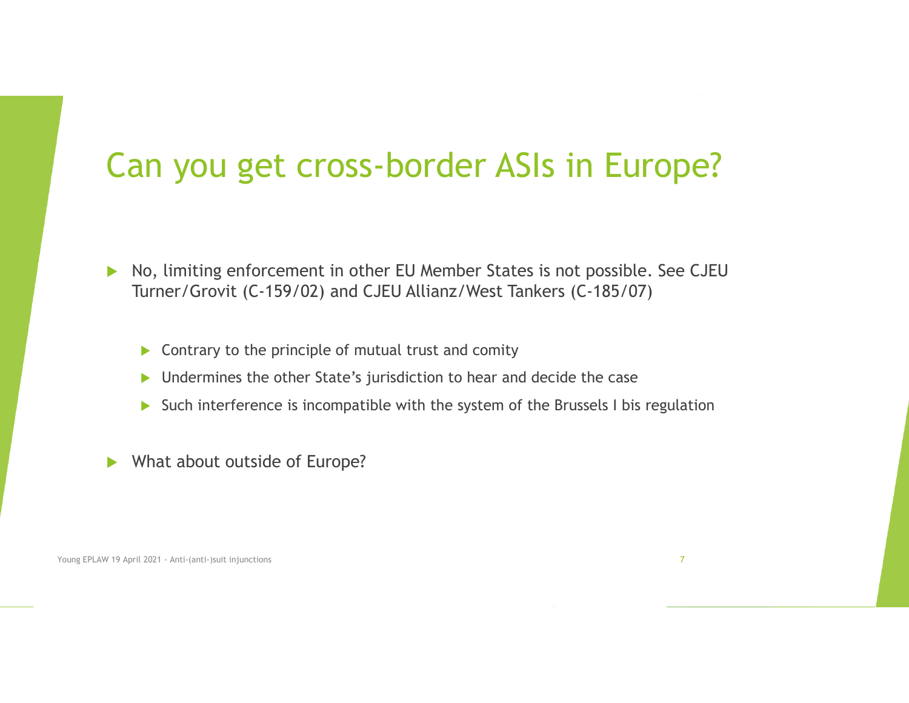# Can you get cross-border ASIs in Europe?

- No, limiting enforcement in other EU Member States is not possible. See CJEU Turner/Grovit (C-159/02) and CJEU Allianz/West Tankers (C-185/07)
  - Contrary to the principle of mutual trust and comity
  - Undermines the other State's jurisdiction to hear and decide the case
  - Such interference is incompatible with the system of the Brussels I bis regulation
- What about outside of Europe?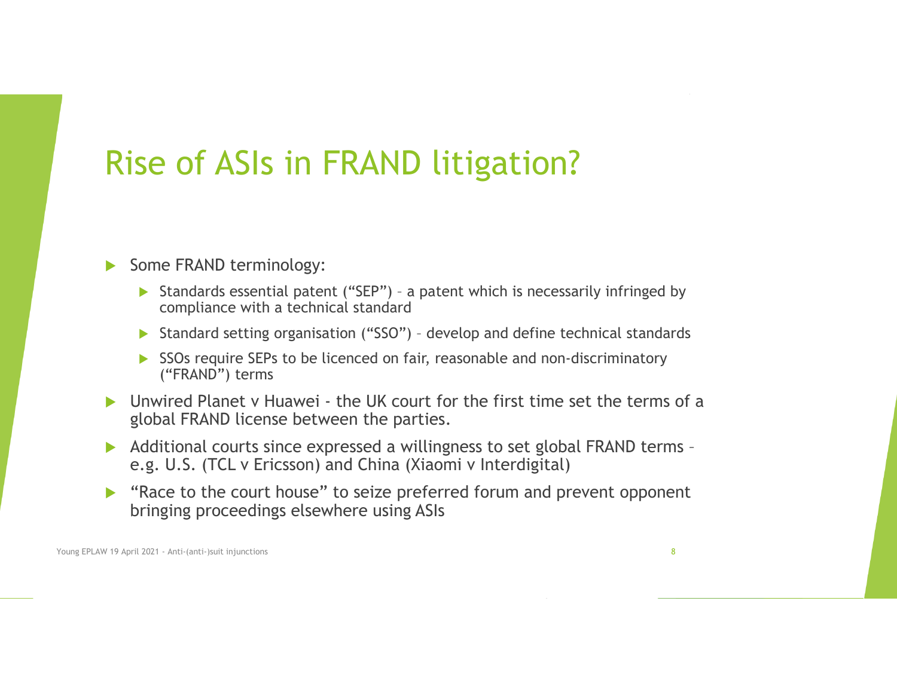# Rise of ASIs in FRAND litigation?

- Some FRAND terminology:
  - Standards essential patent ("SEP") – a patent which is necessarily infringed by compliance with a technical standard
  - Standard setting organisation ("SSO") – develop and define technical standards
  - SSOs require SEPs to be licenced on fair, reasonable and non-discriminatory ("FRAND") terms
- Unwired Planet v Huawei - the UK court for the first time set the terms of a global FRAND license between the parties.
- Additional courts since expressed a willingness to set global FRAND terms – e.g. U.S. (TCL v Ericsson) and China (Xiaomi v Interdigital)
- "Race to the court house" to seize preferred forum and prevent opponent bringing proceedings elsewhere using ASIs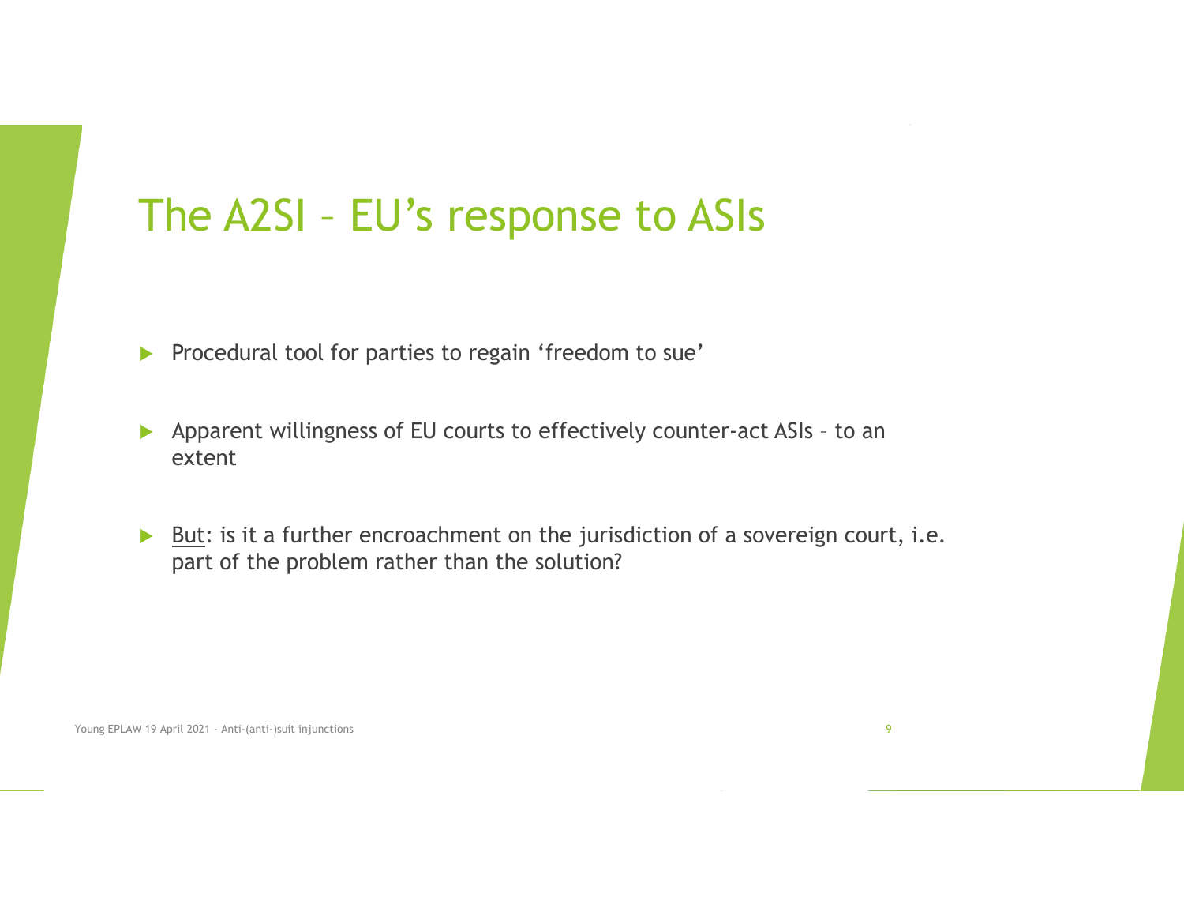# The A2SI – EU's response to ASIs

- Procedural tool for parties to regain 'freedom to sue'
- Apparent willingness of EU courts to effectively counter-act ASIs – to an extent
- But: is it a further encroachment on the jurisdiction of a sovereign court, i.e. part of the problem rather than the solution?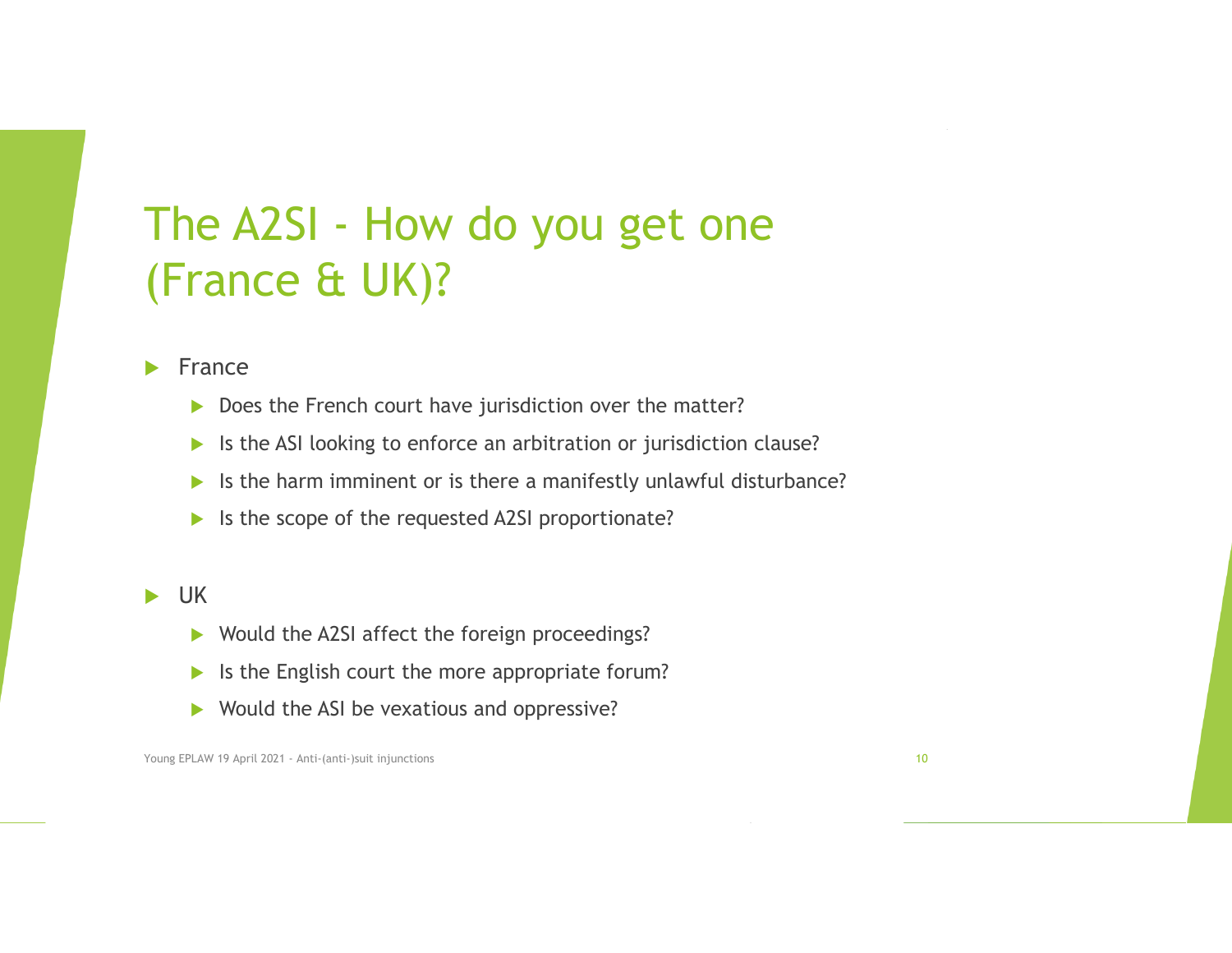# The A2SI - How do you get one (France & UK)?

- France
  - Does the French court have jurisdiction over the matter?
  - Is the ASI looking to enforce an arbitration or jurisdiction clause?
  - Is the harm imminent or is there a manifestly unlawful disturbance?
  - Is the scope of the requested A2SI proportionate?

- UK
  - Would the A2SI affect the foreign proceedings?
  - Is the English court the more appropriate forum?
  - Would the ASI be vexatious and oppressive?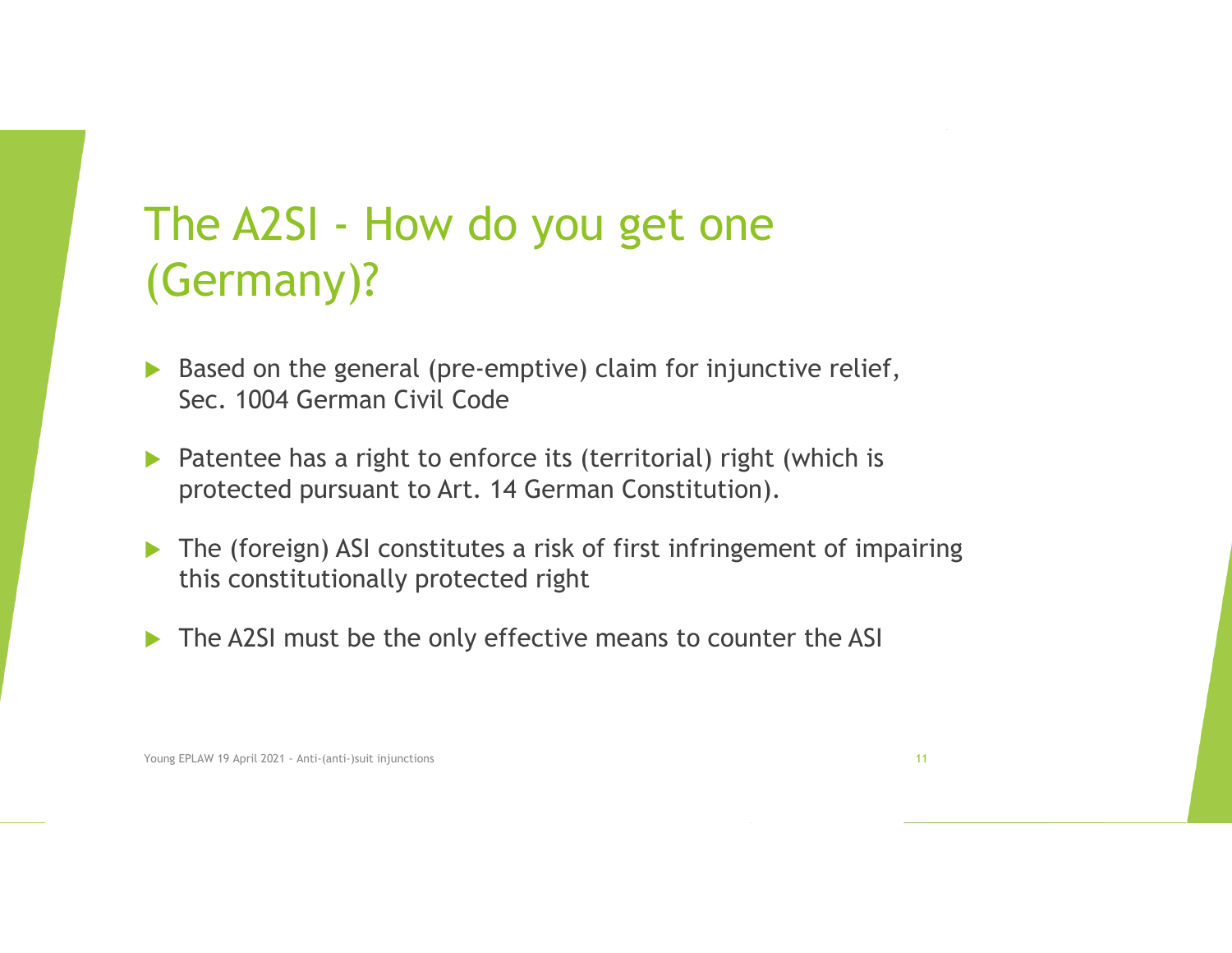# The A2SI - How do you get one (Germany)?

- Based on the general (pre-emptive) claim for injunctive relief, Sec. 1004 German Civil Code
- Patentee has a right to enforce its (territorial) right (which is protected pursuant to Art. 14 German Constitution).
- The (foreign) ASI constitutes a risk of first infringement of impairing this constitutionally protected right
- The A2SI must be the only effective means to counter the ASI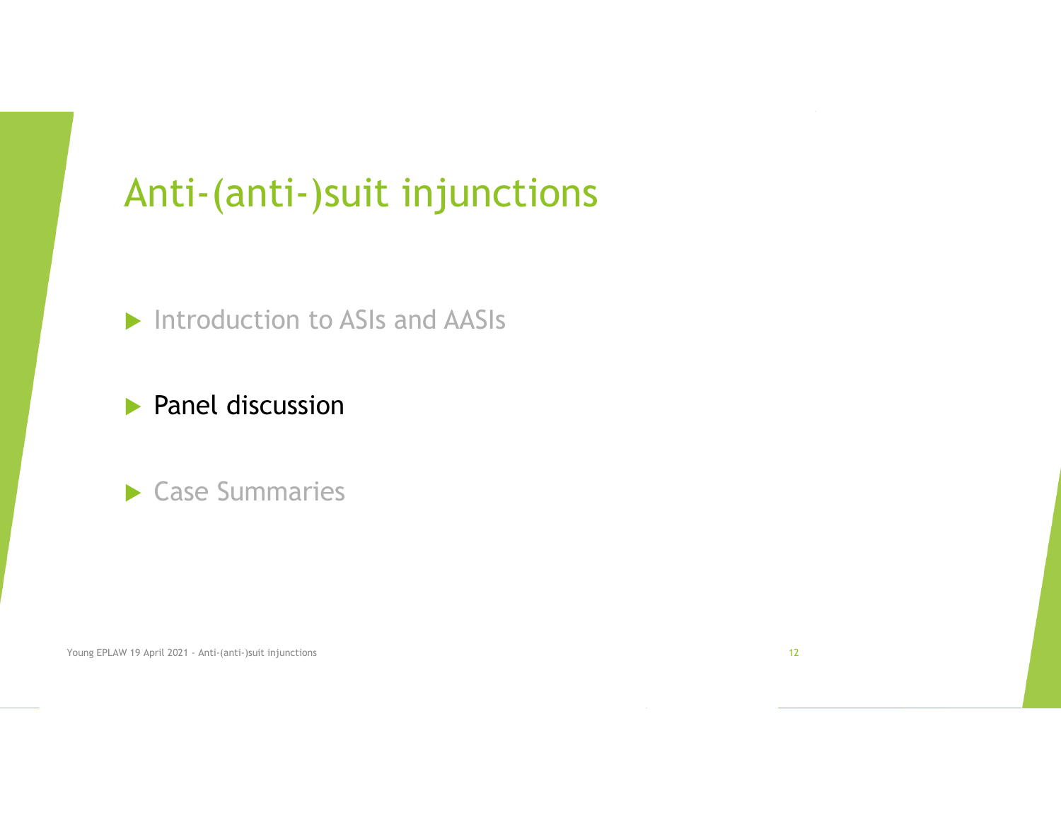# Anti-(anti-)suit injunctions

- Introduction to ASIs and AASIs
- Panel discussion
- Case Summaries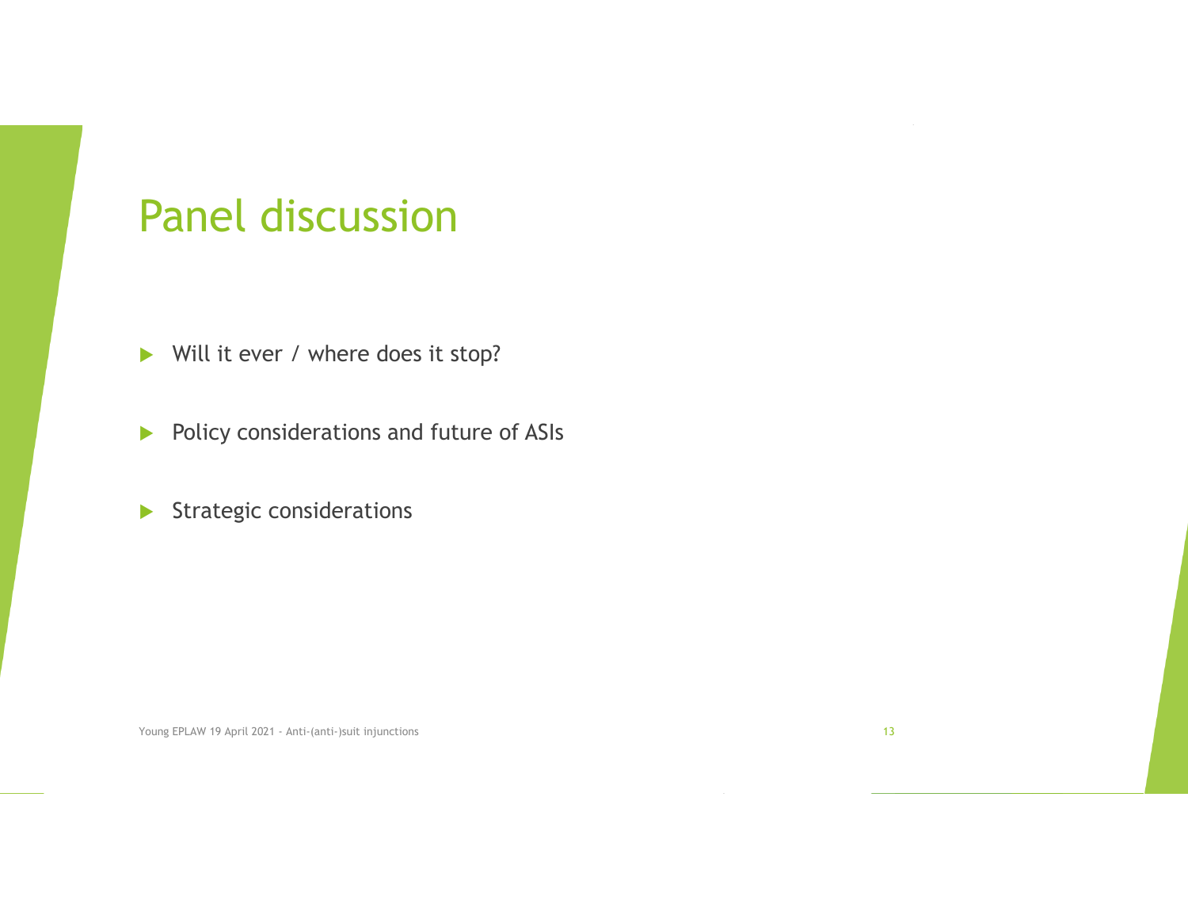# Panel discussion

- Will it ever / where does it stop?
- Policy considerations and future of ASIs
- Strategic considerations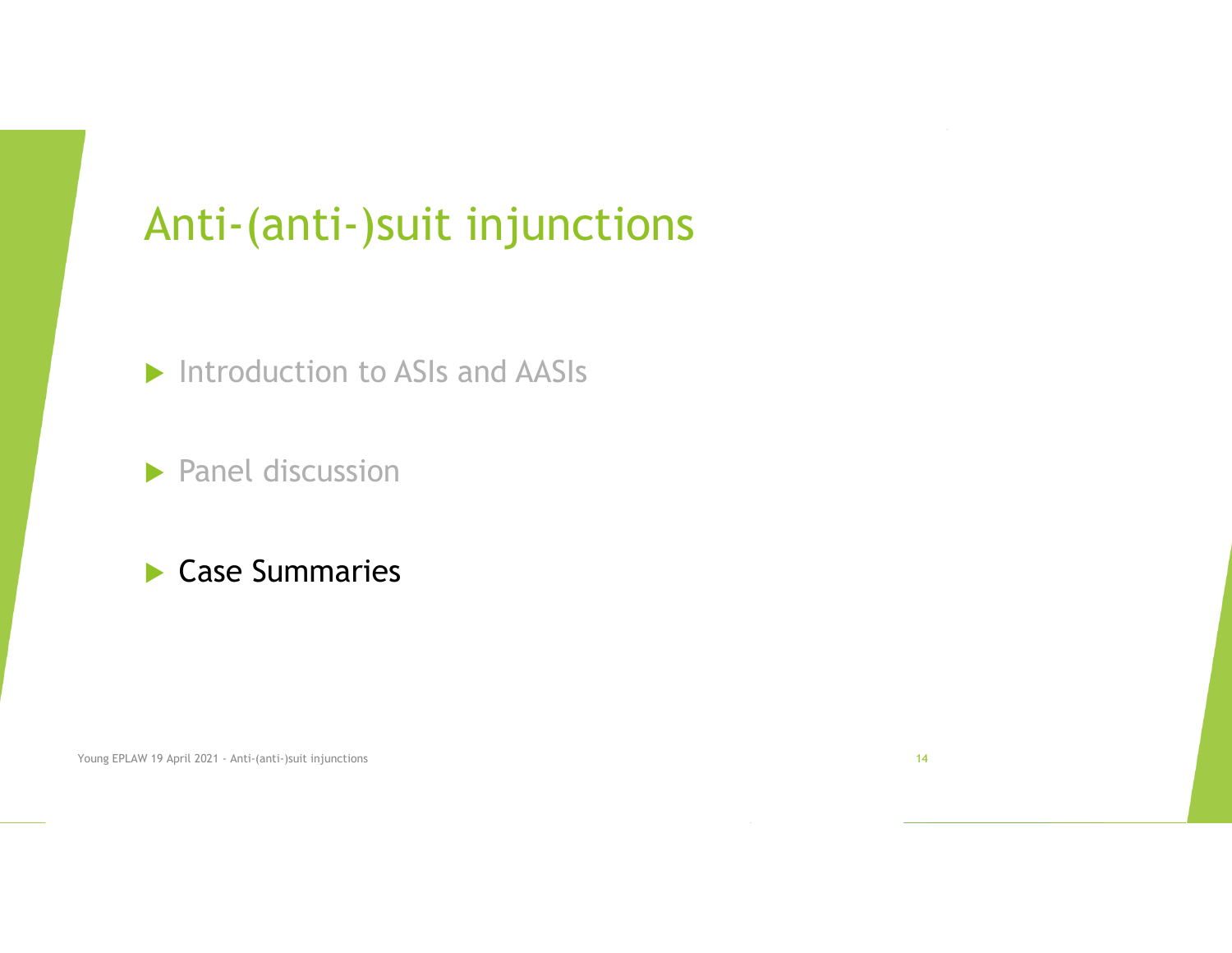# Anti-(anti-)suit injunctions

- Introduction to ASIs and AASIs
- Panel discussion
- Case Summaries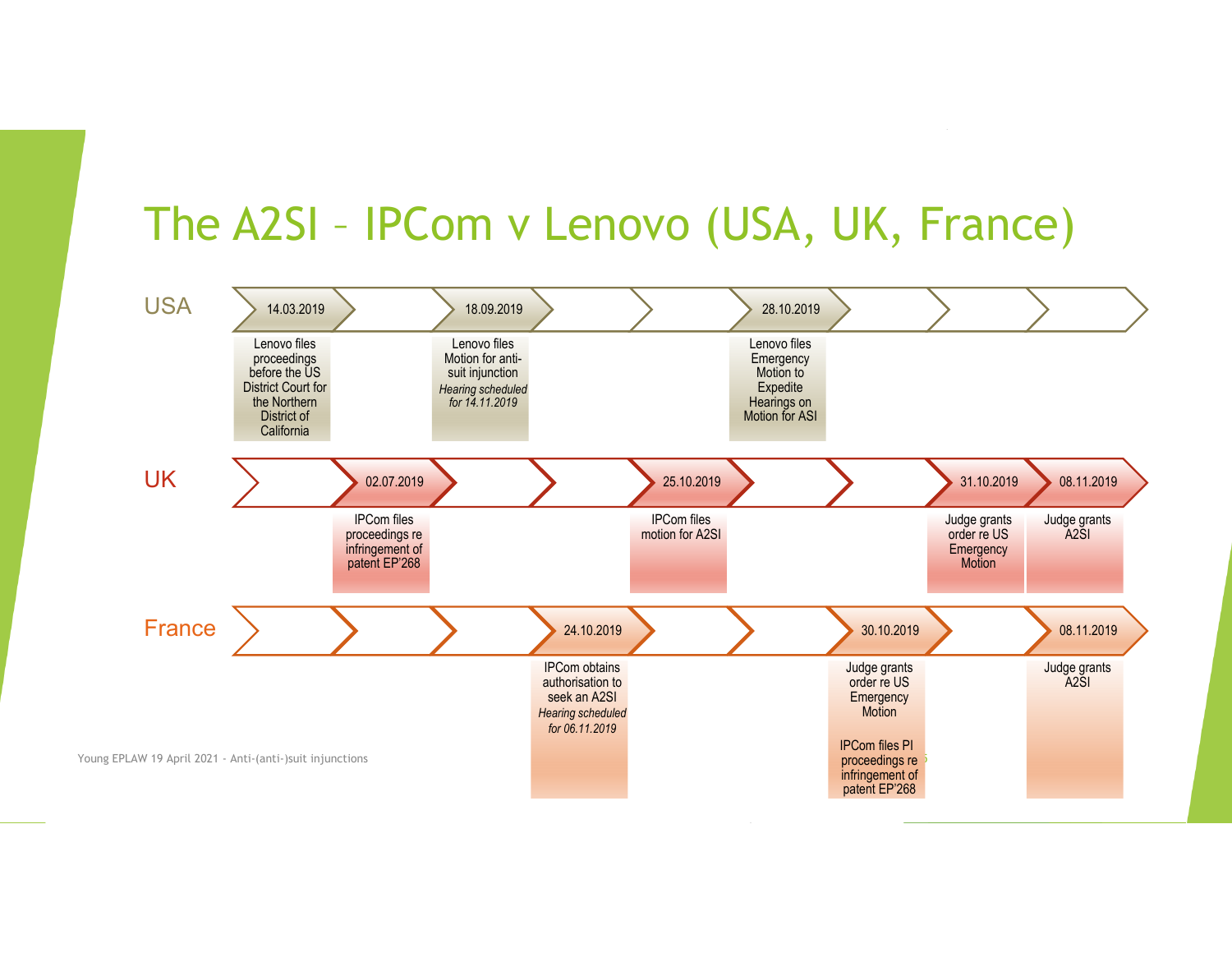# The A2SI – IPCom v Lenovo (USA, UK, France)

| Jurisdiction | Date | Event |
|---|---|---|
| USA | 14.03.2019 | Lenovo files proceedings before the US District Court for the Northern District of California |
| UK | 02.07.2019 | IPCom files proceedings re infringement of patent EP'268 |
| USA | 18.09.2019 | Lenovo files Motion for anti-suit injunction *Hearing scheduled for 14.11.2019* |
| France | 24.10.2019 | IPCom obtains authorisation to seek an A2SI *Hearing scheduled for 06.11.2019* |
| UK | 25.10.2019 | IPCom files motion for A2SI |
| USA | 28.10.2019 | Lenovo files Emergency Motion to Expedite Hearings on Motion for ASI |
| France | 30.10.2019 | Judge grants order re US Emergency Motion; IPCom files PI proceedings re infringement of patent EP'268 |
| UK | 31.10.2019 | Judge grants order re US Emergency Motion |
| UK | 08.11.2019 | Judge grants A2SI |
| France | 08.11.2019 | Judge grants A2SI |

Young EPLAW 19 April 2021 - Anti-(anti-)suit injunctions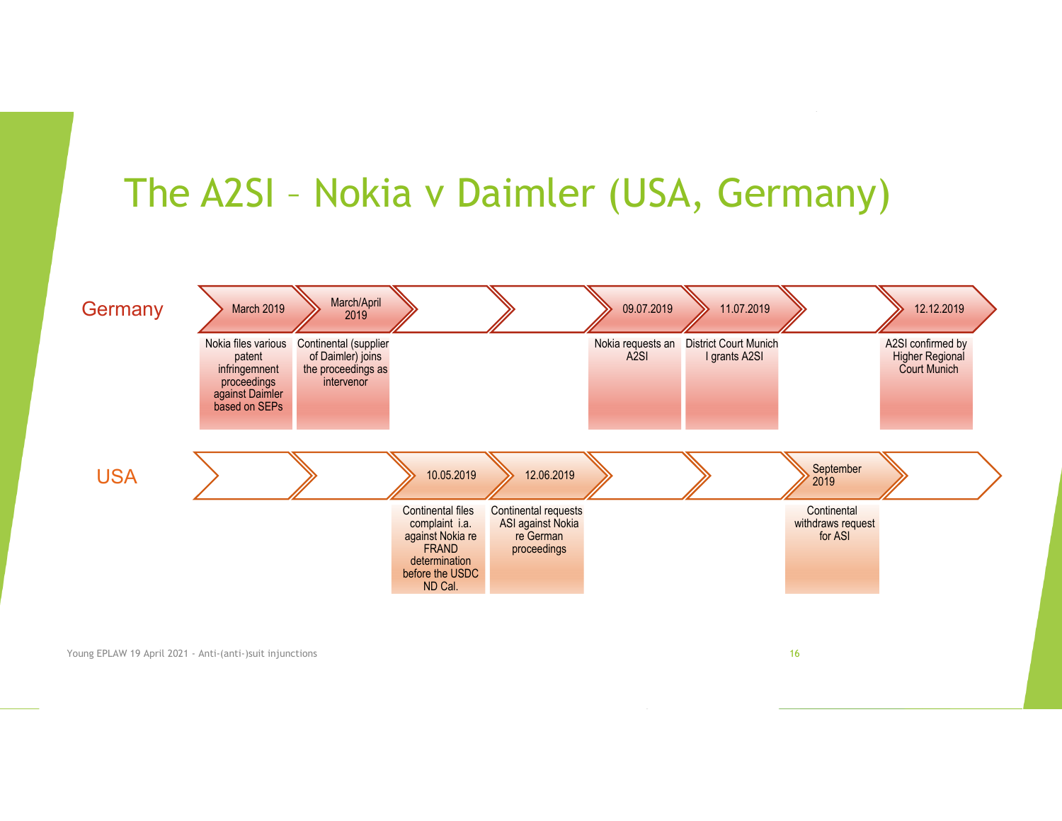# The A2SI – Nokia v Daimler (USA, Germany)

| | | | | | | | | |
|---|---|---|---|---|---|---|---|---|
| **Germany** | March 2019 | March/April 2019 | | | 09.07.2019 | 11.07.2019 | | 12.12.2019 |
| | Nokia files various patent infringemnent proceedings against Daimler based on SEPs | Continental (supplier of Daimler) joins the proceedings as intervenor | | | Nokia requests an A2SI | District Court Munich I grants A2SI | | A2SI confirmed by Higher Regional Court Munich |
| **USA** | | | 10.05.2019 | 12.06.2019 | | | September 2019 | |
| | | | Continental files complaint i.a. against Nokia re FRAND determination before the USDC ND Cal. | Continental requests ASI against Nokia re German proceedings | | | Continental withdraws request for ASI | |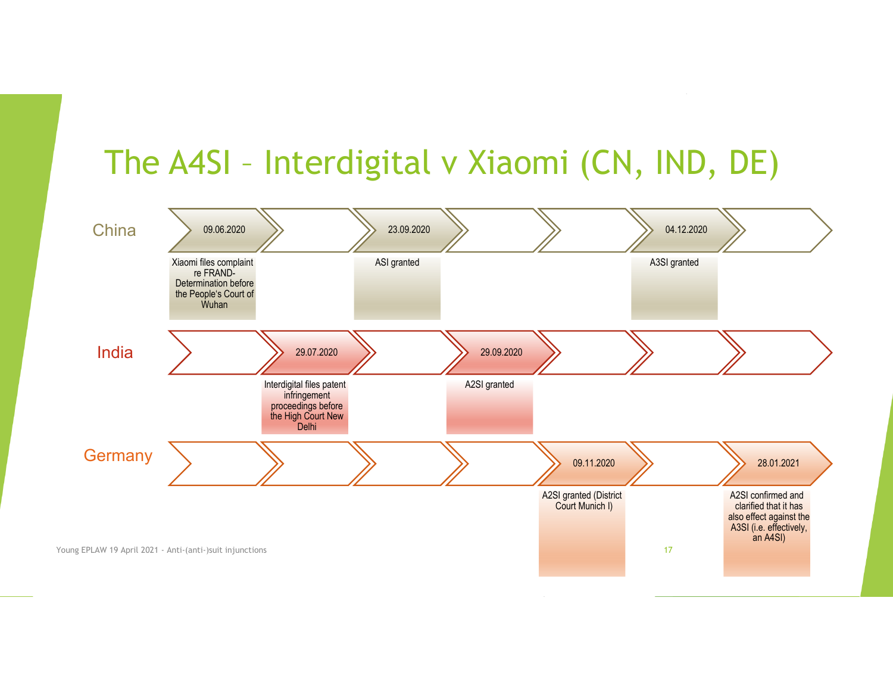# The A4SI – Interdigital v Xiaomi (CN, IND, DE)

| | | | | | | | |
|---|---|---|---|---|---|---|---|
| **China** | 09.06.2020 | | 23.09.2020 | | | 04.12.2020 | |
| | Xiaomi files complaint re FRAND-Determination before the People's Court of Wuhan | | ASI granted | | | A3SI granted | |
| **India** | | 29.07.2020 | | 29.09.2020 | | | |
| | | Interdigital files patent infringement proceedings before the High Court New Delhi | | A2SI granted | | | |
| **Germany** | | | | | 09.11.2020 | | 28.01.2021 |
| | | | | | A2SI granted (District Court Munich I) | | A2SI confirmed and clarified that it has also effect against the A3SI (i.e. effectively, an A4SI) |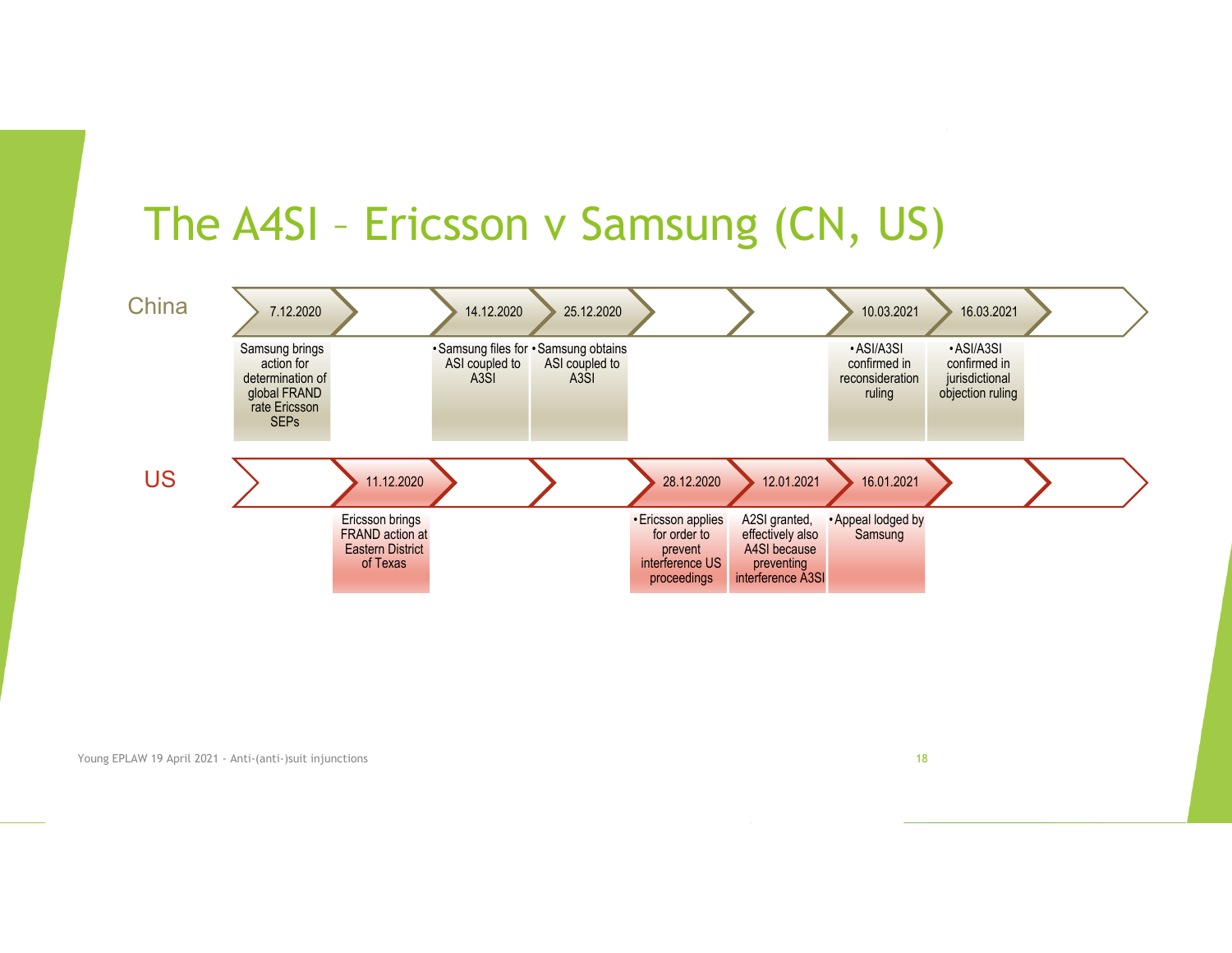# The A4SI – Ericsson v Samsung (CN, US)

## China

| Date | Event |
|---|---|
| 7.12.2020 | Samsung brings action for determination of global FRAND rate Ericsson SEPs |
| 14.12.2020 | • Samsung files for ASI coupled to A3SI |
| 25.12.2020 | • Samsung obtains ASI coupled to A3SI |
| 10.03.2021 | • ASI/A3SI confirmed in reconsideration ruling |
| 16.03.2021 | • ASI/A3SI confirmed in jurisdictional objection ruling |

## US

| Date | Event |
|---|---|
| 11.12.2020 | Ericsson brings FRAND action at Eastern District of Texas |
| 28.12.2020 | • Ericsson applies for order to prevent interference US proceedings |
| 12.01.2021 | A2SI granted, effectively also A4SI because preventing interference A3SI |
| 16.01.2021 | • Appeal lodged by Samsung |

Young EPLAW 19 April 2021 - Anti-(anti-)suit injunctions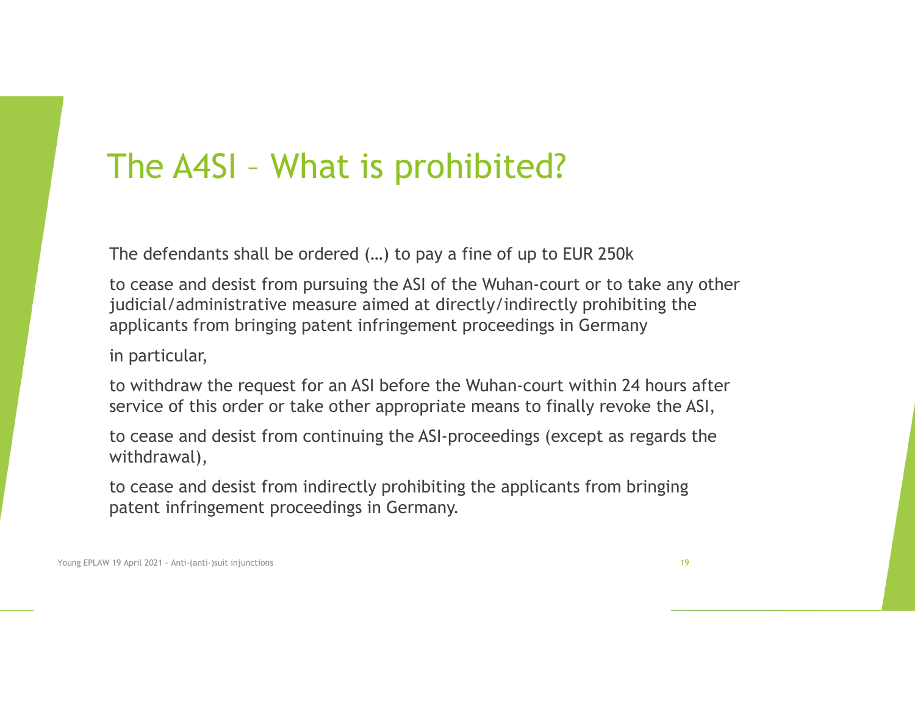# The A4SI – What is prohibited?

The defendants shall be ordered (…) to pay a fine of up to EUR 250k

to cease and desist from pursuing the ASI of the Wuhan-court or to take any other judicial/administrative measure aimed at directly/indirectly prohibiting the applicants from bringing patent infringement proceedings in Germany

in particular,

to withdraw the request for an ASI before the Wuhan-court within 24 hours after service of this order or take other appropriate means to finally revoke the ASI,

to cease and desist from continuing the ASI-proceedings (except as regards the withdrawal),

to cease and desist from indirectly prohibiting the applicants from bringing patent infringement proceedings in Germany.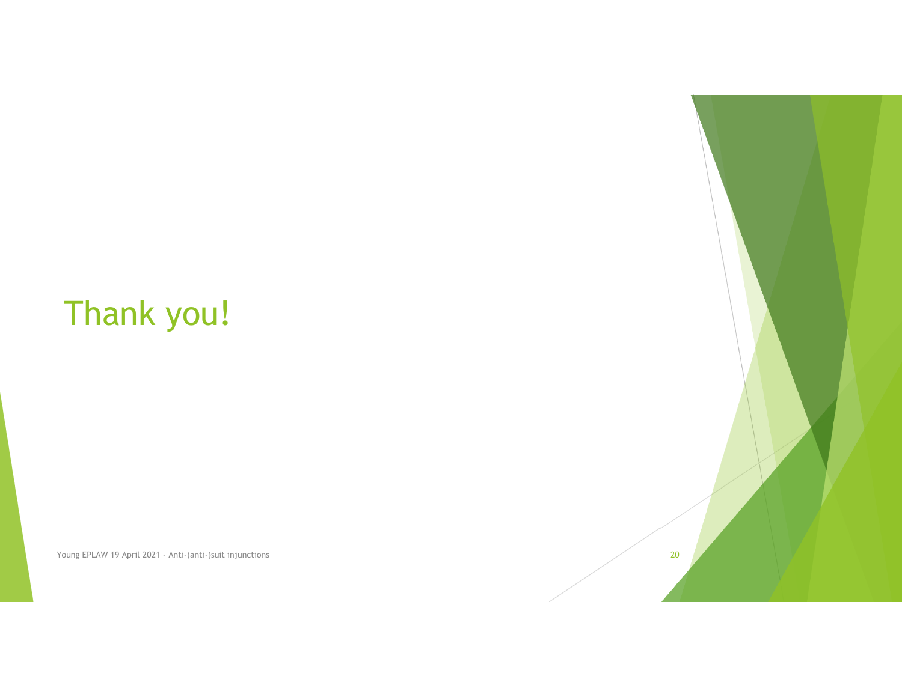# Thank you!